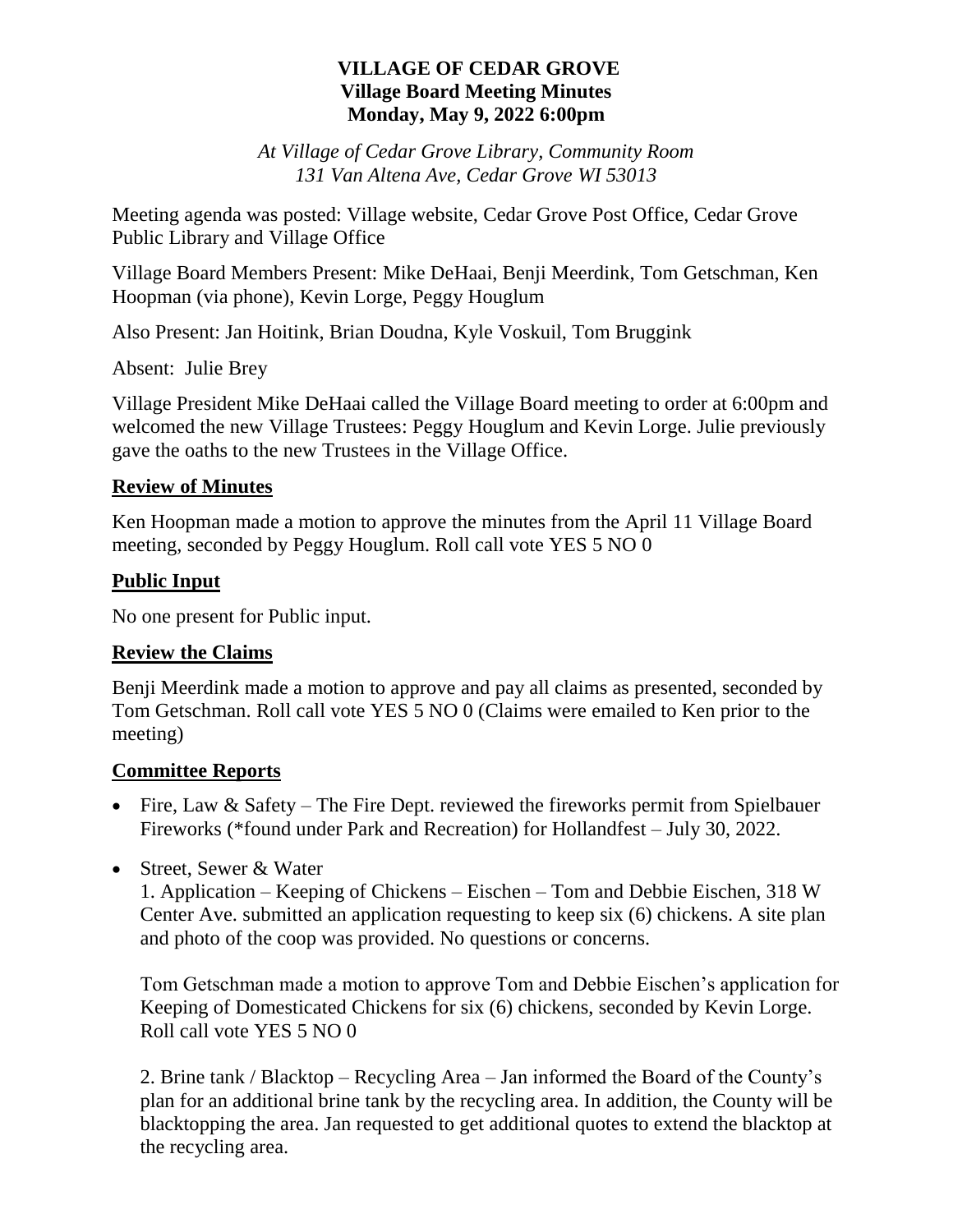# VILLAGE OF CEDAR GROVE
## Village Board Meeting Minutes
### Monday, May 9, 2022 6:00pm

*At Village of Cedar Grove Library, Community Room*
*131 Van Altena Ave, Cedar Grove WI 53013*

Meeting agenda was posted: Village website, Cedar Grove Post Office, Cedar Grove Public Library and Village Office

Village Board Members Present: Mike DeHaai, Benji Meerdink, Tom Getschman, Ken Hoopman (via phone), Kevin Lorge, Peggy Houglum

Also Present: Jan Hoitink, Brian Doudna, Kyle Voskuil, Tom Bruggink

Absent: Julie Brey

Village President Mike DeHaai called the Village Board meeting to order at 6:00pm and welcomed the new Village Trustees: Peggy Houglum and Kevin Lorge. Julie previously gave the oaths to the new Trustees in the Village Office.

## Review of Minutes

Ken Hoopman made a motion to approve the minutes from the April 11 Village Board meeting, seconded by Peggy Houglum. Roll call vote YES 5 NO 0

## Public Input

No one present for Public input.

## Review the Claims

Benji Meerdink made a motion to approve and pay all claims as presented, seconded by Tom Getschman. Roll call vote YES 5 NO 0 (Claims were emailed to Ken prior to the meeting)

## Committee Reports

- Fire, Law & Safety – The Fire Dept. reviewed the fireworks permit from Spielbauer Fireworks (*found under Park and Recreation) for Hollandfest – July 30, 2022.

- Street, Sewer & Water

  1. Application – Keeping of Chickens – Eischen – Tom and Debbie Eischen, 318 W Center Ave. submitted an application requesting to keep six (6) chickens. A site plan and photo of the coop was provided. No questions or concerns.

  Tom Getschman made a motion to approve Tom and Debbie Eischen's application for Keeping of Domesticated Chickens for six (6) chickens, seconded by Kevin Lorge. Roll call vote YES 5 NO 0

  2. Brine tank / Blacktop – Recycling Area – Jan informed the Board of the County's plan for an additional brine tank by the recycling area. In addition, the County will be blacktopping the area. Jan requested to get additional quotes to extend the blacktop at the recycling area.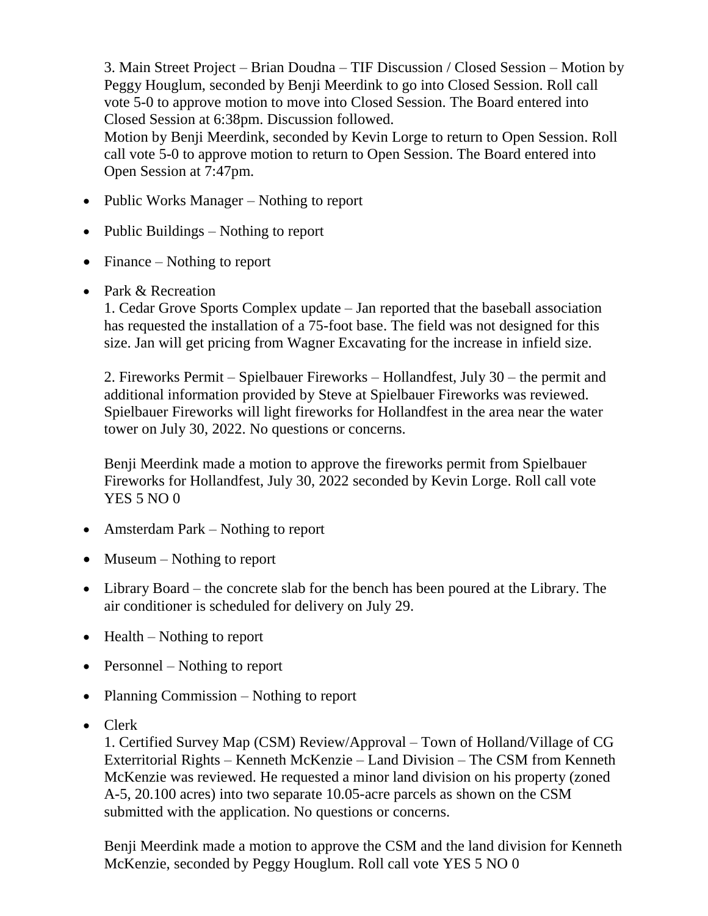3. Main Street Project – Brian Doudna – TIF Discussion / Closed Session – Motion by Peggy Houglum, seconded by Benji Meerdink to go into Closed Session. Roll call vote 5-0 to approve motion to move into Closed Session. The Board entered into Closed Session at 6:38pm. Discussion followed.
Motion by Benji Meerdink, seconded by Kevin Lorge to return to Open Session. Roll call vote 5-0 to approve motion to return to Open Session. The Board entered into Open Session at 7:47pm.

- Public Works Manager – Nothing to report
- Public Buildings – Nothing to report
- Finance – Nothing to report
- Park & Recreation
  1. Cedar Grove Sports Complex update – Jan reported that the baseball association has requested the installation of a 75-foot base. The field was not designed for this size. Jan will get pricing from Wagner Excavating for the increase in infield size.

  2. Fireworks Permit – Spielbauer Fireworks – Hollandfest, July 30 – the permit and additional information provided by Steve at Spielbauer Fireworks was reviewed. Spielbauer Fireworks will light fireworks for Hollandfest in the area near the water tower on July 30, 2022. No questions or concerns.

  Benji Meerdink made a motion to approve the fireworks permit from Spielbauer Fireworks for Hollandfest, July 30, 2022 seconded by Kevin Lorge. Roll call vote YES 5 NO 0
- Amsterdam Park – Nothing to report
- Museum – Nothing to report
- Library Board – the concrete slab for the bench has been poured at the Library. The air conditioner is scheduled for delivery on July 29.
- Health – Nothing to report
- Personnel – Nothing to report
- Planning Commission – Nothing to report
- Clerk
  1. Certified Survey Map (CSM) Review/Approval – Town of Holland/Village of CG Exterritorial Rights – Kenneth McKenzie – Land Division – The CSM from Kenneth McKenzie was reviewed. He requested a minor land division on his property (zoned A-5, 20.100 acres) into two separate 10.05-acre parcels as shown on the CSM submitted with the application. No questions or concerns.

  Benji Meerdink made a motion to approve the CSM and the land division for Kenneth McKenzie, seconded by Peggy Houglum. Roll call vote YES 5 NO 0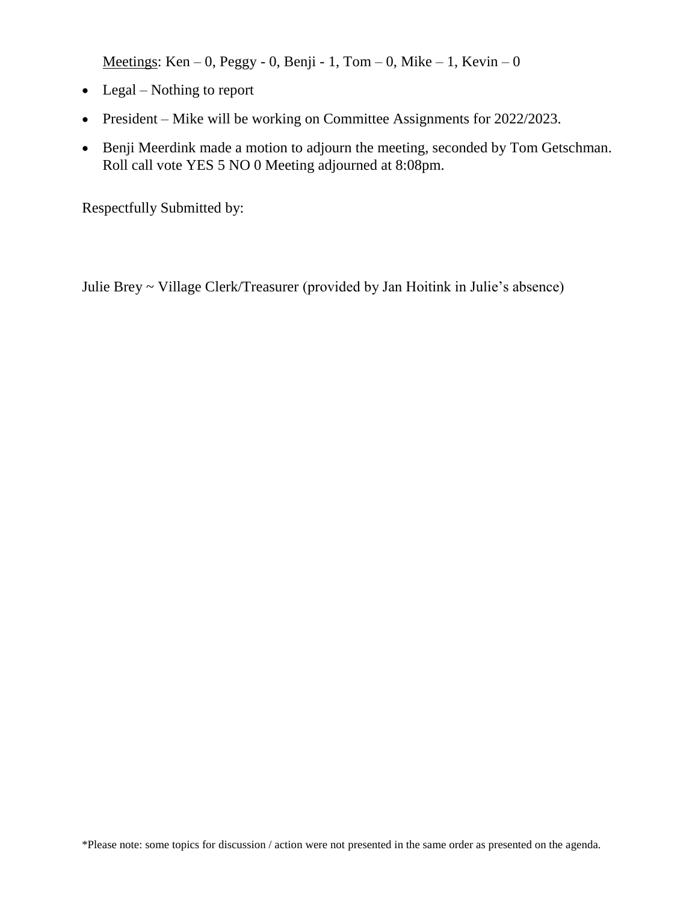<u>Meetings</u>: Ken – 0, Peggy - 0, Benji - 1, Tom – 0, Mike – 1, Kevin – 0

- Legal – Nothing to report
- President – Mike will be working on Committee Assignments for 2022/2023.
- Benji Meerdink made a motion to adjourn the meeting, seconded by Tom Getschman. Roll call vote YES 5 NO 0 Meeting adjourned at 8:08pm.

Respectfully Submitted by:

Julie Brey ~ Village Clerk/Treasurer (provided by Jan Hoitink in Julie's absence)

*Please note: some topics for discussion / action were not presented in the same order as presented on the agenda.